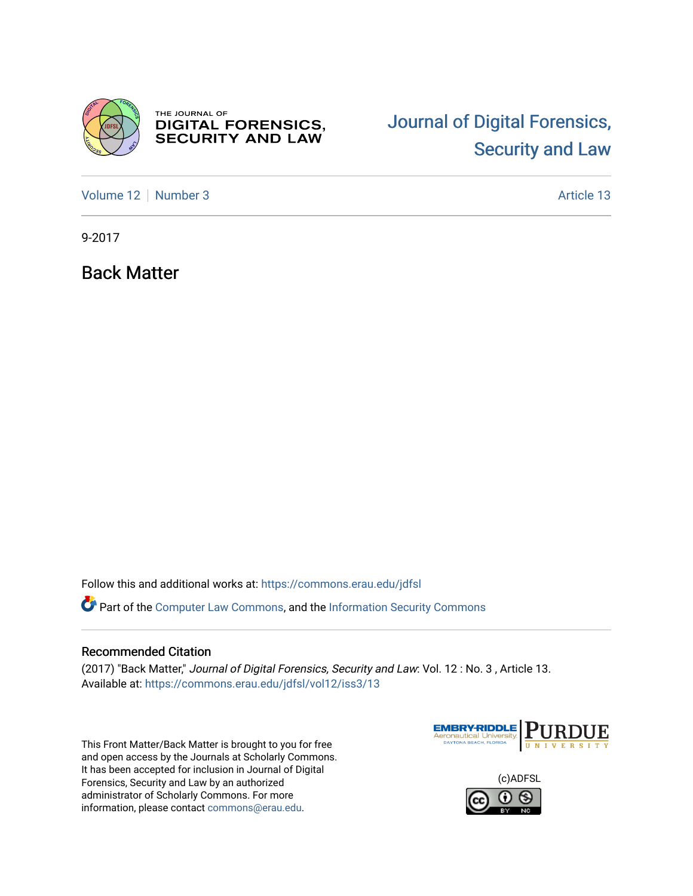THE JOURNAL OF
DIGITAL FORENSICS,
SECURITY AND LAW

# Journal of Digital Forensics, Security and Law

Volume 12 | Number 3 Article 13

9-2017

## Back Matter

Follow this and additional works at: https://commons.erau.edu/jdfsl

Part of the Computer Law Commons, and the Information Security Commons

### Recommended Citation

(2017) "Back Matter," *Journal of Digital Forensics, Security and Law*: Vol. 12 : No. 3 , Article 13.
Available at: https://commons.erau.edu/jdfsl/vol12/iss3/13

This Front Matter/Back Matter is brought to you for free and open access by the Journals at Scholarly Commons. It has been accepted for inclusion in Journal of Digital Forensics, Security and Law by an authorized administrator of Scholarly Commons. For more information, please contact commons@erau.edu.

(c)ADFSL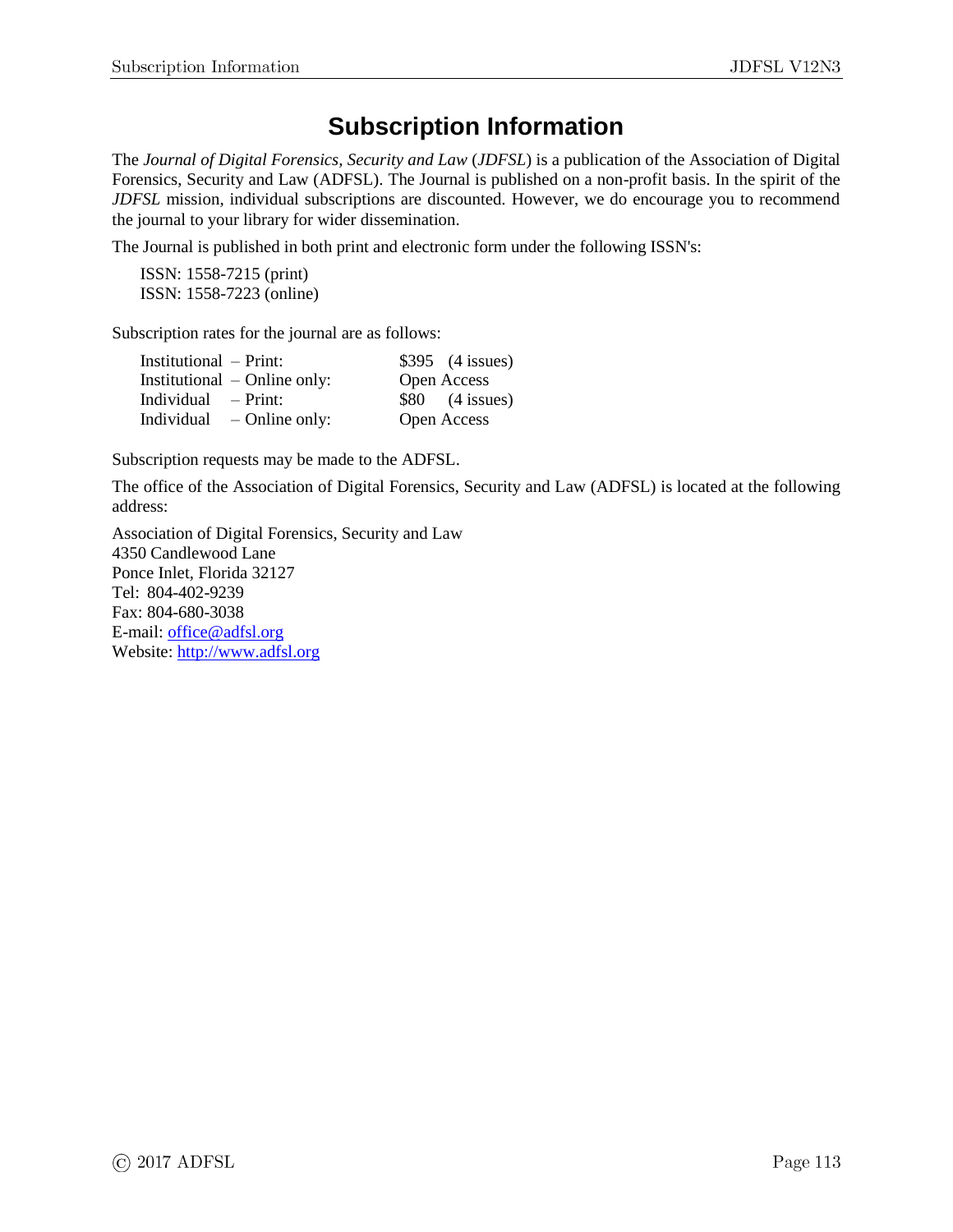# Subscription Information

The *Journal of Digital Forensics, Security and Law* (*JDFSL*) is a publication of the Association of Digital Forensics, Security and Law (ADFSL). The Journal is published on a non-profit basis. In the spirit of the *JDFSL* mission, individual subscriptions are discounted. However, we do encourage you to recommend the journal to your library for wider dissemination.

The Journal is published in both print and electronic form under the following ISSN's:

ISSN: 1558-7215 (print)
ISSN: 1558-7223 (online)

Subscription rates for the journal are as follows:

| | |
|---|---|
| Institutional – Print: | $395 (4 issues) |
| Institutional – Online only: | Open Access |
| Individual – Print: | $80 (4 issues) |
| Individual – Online only: | Open Access |

Subscription requests may be made to the ADFSL.

The office of the Association of Digital Forensics, Security and Law (ADFSL) is located at the following address:

Association of Digital Forensics, Security and Law
4350 Candlewood Lane
Ponce Inlet, Florida 32127
Tel: 804-402-9239
Fax: 804-680-3038
E-mail: office@adfsl.org
Website: http://www.adfsl.org